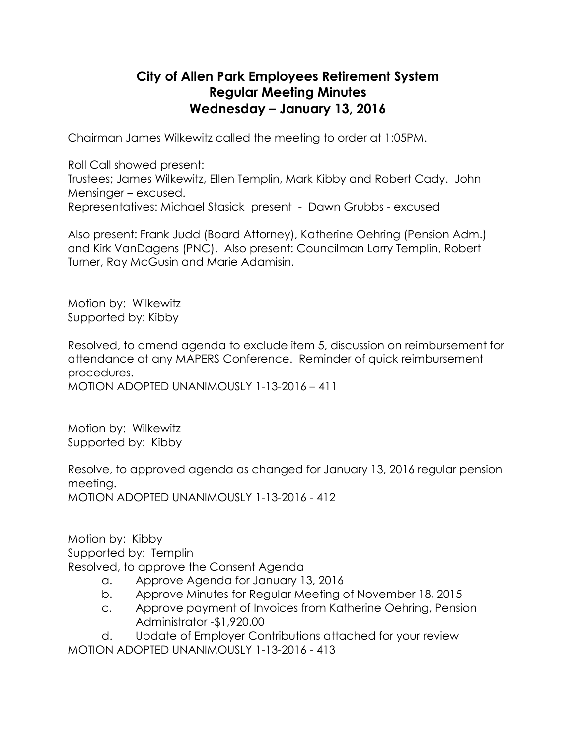# City of Allen Park Employees Retirement System
# Regular Meeting Minutes
# Wednesday – January 13, 2016

Chairman James Wilkewitz called the meeting to order at 1:05PM.

Roll Call showed present:
Trustees; James Wilkewitz, Ellen Templin, Mark Kibby and Robert Cady. John Mensinger – excused.
Representatives: Michael Stasick present - Dawn Grubbs - excused

Also present: Frank Judd (Board Attorney), Katherine Oehring (Pension Adm.) and Kirk VanDagens (PNC). Also present: Councilman Larry Templin, Robert Turner, Ray McGusin and Marie Adamisin.

Motion by: Wilkewitz
Supported by: Kibby

Resolved, to amend agenda to exclude item 5, discussion on reimbursement for attendance at any MAPERS Conference. Reminder of quick reimbursement procedures.
MOTION ADOPTED UNANIMOUSLY 1-13-2016 – 411

Motion by: Wilkewitz
Supported by: Kibby

Resolve, to approved agenda as changed for January 13, 2016 regular pension meeting.
MOTION ADOPTED UNANIMOUSLY 1-13-2016 - 412

Motion by: Kibby
Supported by: Templin
Resolved, to approve the Consent Agenda

a. Approve Agenda for January 13, 2016
b. Approve Minutes for Regular Meeting of November 18, 2015
c. Approve payment of Invoices from Katherine Oehring, Pension Administrator -$1,920.00
d. Update of Employer Contributions attached for your review

MOTION ADOPTED UNANIMOUSLY 1-13-2016 - 413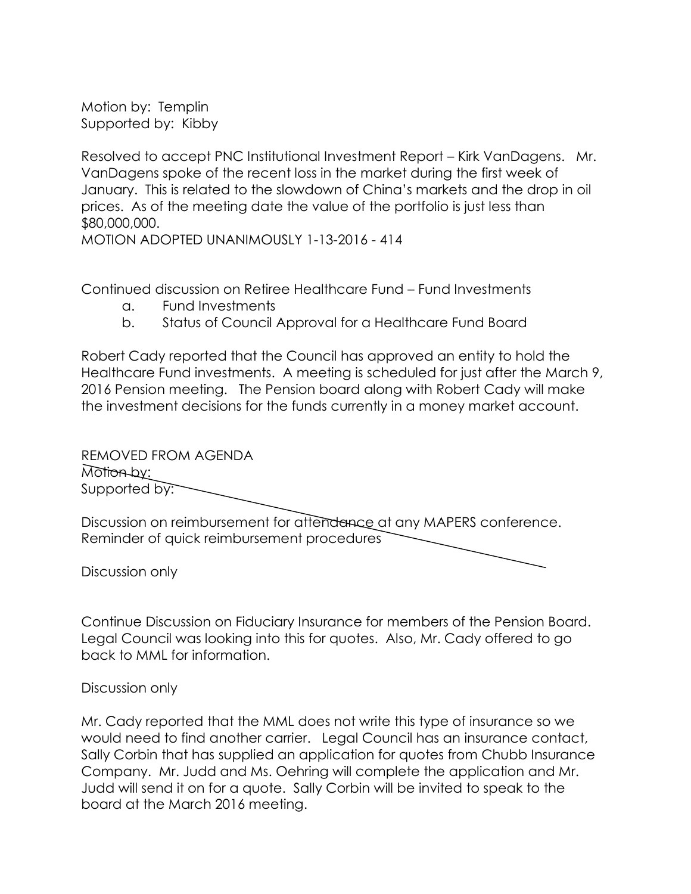Motion by: Templin
Supported by: Kibby

Resolved to accept PNC Institutional Investment Report – Kirk VanDagens. Mr. VanDagens spoke of the recent loss in the market during the first week of January. This is related to the slowdown of China's markets and the drop in oil prices. As of the meeting date the value of the portfolio is just less than $80,000,000.
MOTION ADOPTED UNANIMOUSLY 1-13-2016 - 414

Continued discussion on Retiree Healthcare Fund – Fund Investments

a. Fund Investments
b. Status of Council Approval for a Healthcare Fund Board

Robert Cady reported that the Council has approved an entity to hold the Healthcare Fund investments. A meeting is scheduled for just after the March 9, 2016 Pension meeting. The Pension board along with Robert Cady will make the investment decisions for the funds currently in a money market account.

REMOVED FROM AGENDA
~~Motion by:~~
~~Supported by:~~

~~Discussion on reimbursement for attendance at any MAPERS conference. Reminder of quick reimbursement procedures~~

Discussion only

Continue Discussion on Fiduciary Insurance for members of the Pension Board. Legal Council was looking into this for quotes. Also, Mr. Cady offered to go back to MML for information.

Discussion only

Mr. Cady reported that the MML does not write this type of insurance so we would need to find another carrier. Legal Council has an insurance contact, Sally Corbin that has supplied an application for quotes from Chubb Insurance Company. Mr. Judd and Ms. Oehring will complete the application and Mr. Judd will send it on for a quote. Sally Corbin will be invited to speak to the board at the March 2016 meeting.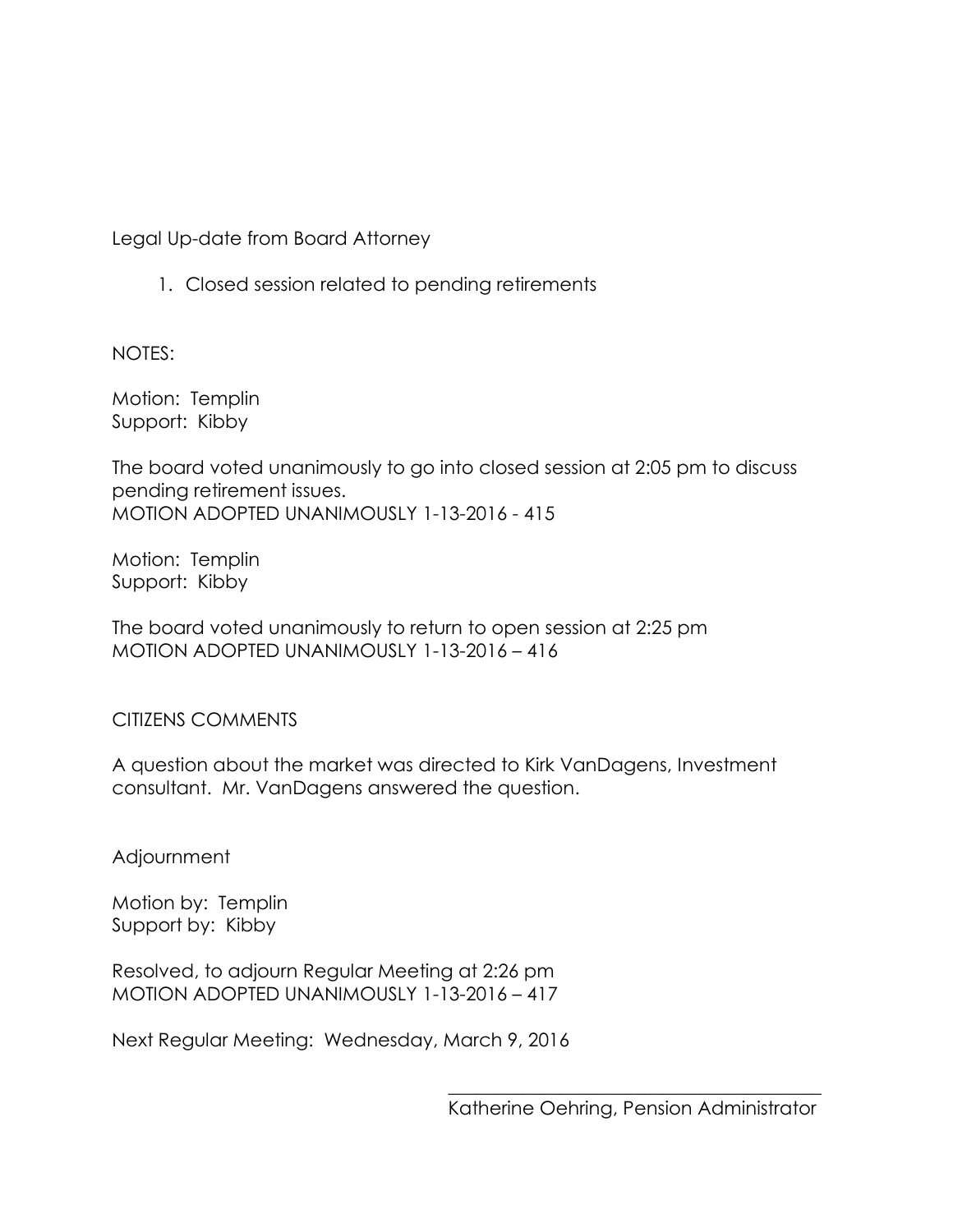Legal Up-date from Board Attorney

1. Closed session related to pending retirements

NOTES:

Motion: Templin
Support: Kibby

The board voted unanimously to go into closed session at 2:05 pm to discuss pending retirement issues.
MOTION ADOPTED UNANIMOUSLY 1-13-2016 - 415

Motion: Templin
Support: Kibby

The board voted unanimously to return to open session at 2:25 pm
MOTION ADOPTED UNANIMOUSLY 1-13-2016 – 416

CITIZENS COMMENTS

A question about the market was directed to Kirk VanDagens, Investment consultant. Mr. VanDagens answered the question.

Adjournment

Motion by: Templin
Support by: Kibby

Resolved, to adjourn Regular Meeting at 2:26 pm
MOTION ADOPTED UNANIMOUSLY 1-13-2016 – 417

Next Regular Meeting: Wednesday, March 9, 2016

\_\_\_\_\_\_\_\_\_\_\_\_\_\_\_\_\_\_\_\_\_\_\_\_\_\_\_\_\_\_\_\_\_\_\_\_\_\_\_\_
Katherine Oehring, Pension Administrator